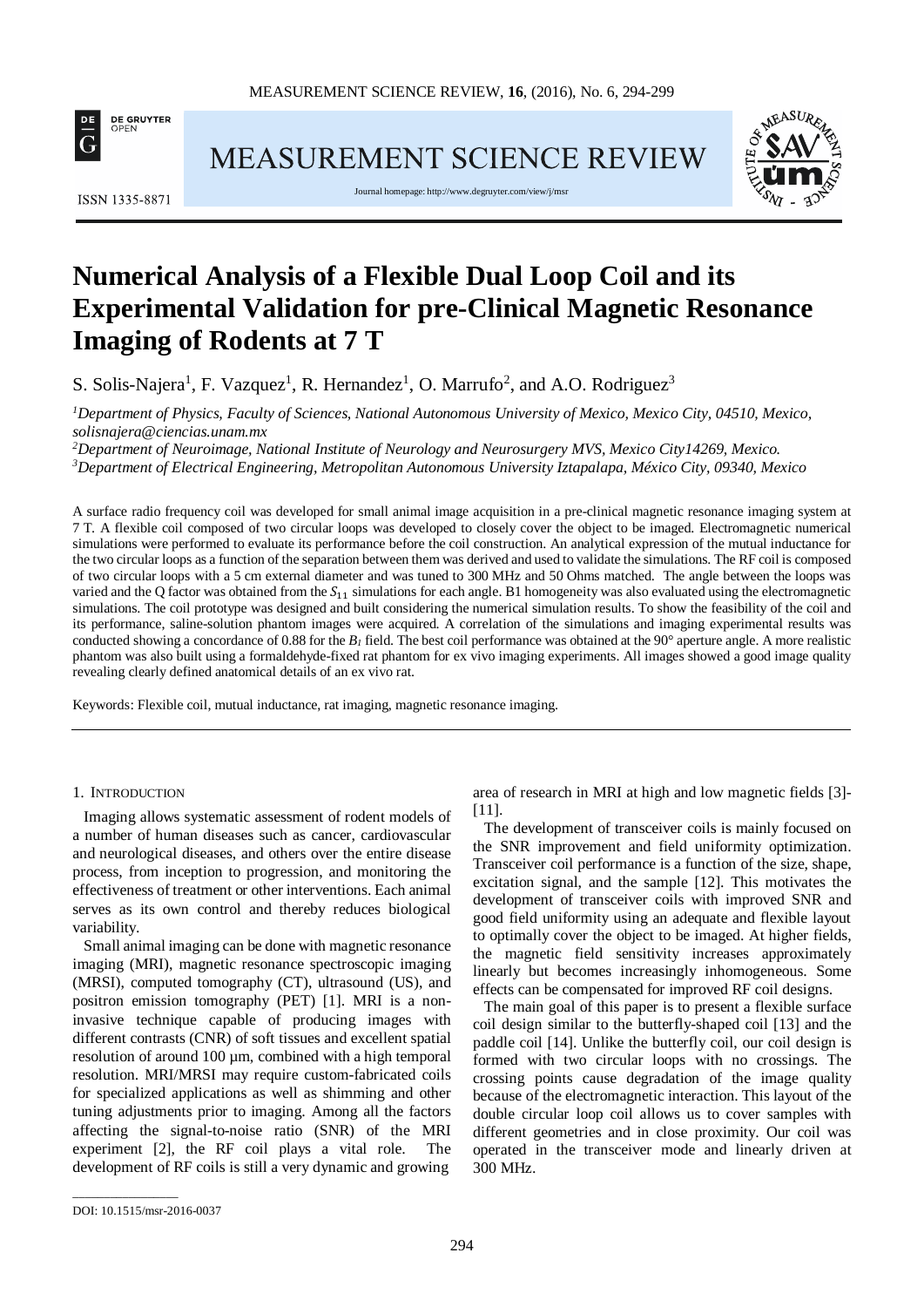# Numerical Analysis of a Flexible Dual Loop Coil and its Experimental Validation for pre-Clinical Magnetic Resonance Imaging of Rodents at 7 T

S. Solis-Najera[1], F. Vazquez[1], R. Hernandez[1], O. Marrufo[2], and A.O. Rodriguez[3]

[1]*Department of Physics, Faculty of Sciences, National Autonomous University of Mexico, Mexico City, 04510, Mexico, solisnajera@ciencias.unam.mx*

[2]*Department of Neuroimage, National Institute of Neurology and Neurosurgery MVS, Mexico City14269, Mexico.*

[3]*Department of Electrical Engineering, Metropolitan Autonomous University Iztapalapa, México City, 09340, Mexico*

A surface radio frequency coil was developed for small animal image acquisition in a pre-clinical magnetic resonance imaging system at 7 T. A flexible coil composed of two circular loops was developed to closely cover the object to be imaged. Electromagnetic numerical simulations were performed to evaluate its performance before the coil construction. An analytical expression of the mutual inductance for the two circular loops as a function of the separation between them was derived and used to validate the simulations. The RF coil is composed of two circular loops with a 5 cm external diameter and was tuned to 300 MHz and 50 Ohms matched. The angle between the loops was varied and the Q factor was obtained from the $S_{11}$ simulations for each angle. B1 homogeneity was also evaluated using the electromagnetic simulations. The coil prototype was designed and built considering the numerical simulation results. To show the feasibility of the coil and its performance, saline-solution phantom images were acquired. A correlation of the simulations and imaging experimental results was conducted showing a concordance of 0.88 for the $B_1$ field. The best coil performance was obtained at the 90° aperture angle. A more realistic phantom was also built using a formaldehyde-fixed rat phantom for ex vivo imaging experiments. All images showed a good image quality revealing clearly defined anatomical details of an ex vivo rat.

Keywords: Flexible coil, mutual inductance, rat imaging, magnetic resonance imaging.

## 1. Introduction

Imaging allows systematic assessment of rodent models of a number of human diseases such as cancer, cardiovascular and neurological diseases, and others over the entire disease process, from inception to progression, and monitoring the effectiveness of treatment or other interventions. Each animal serves as its own control and thereby reduces biological variability.

Small animal imaging can be done with magnetic resonance imaging (MRI), magnetic resonance spectroscopic imaging (MRSI), computed tomography (CT), ultrasound (US), and positron emission tomography (PET) [1]. MRI is a non-invasive technique capable of producing images with different contrasts (CNR) of soft tissues and excellent spatial resolution of around 100 µm, combined with a high temporal resolution. MRI/MRSI may require custom-fabricated coils for specialized applications as well as shimming and other tuning adjustments prior to imaging. Among all the factors affecting the signal-to-noise ratio (SNR) of the MRI experiment [2], the RF coil plays a vital role. The development of RF coils is still a very dynamic and growing area of research in MRI at high and low magnetic fields [3]-[11].

The development of transceiver coils is mainly focused on the SNR improvement and field uniformity optimization. Transceiver coil performance is a function of the size, shape, excitation signal, and the sample [12]. This motivates the development of transceiver coils with improved SNR and good field uniformity using an adequate and flexible layout to optimally cover the object to be imaged. At higher fields, the magnetic field sensitivity increases approximately linearly but becomes increasingly inhomogeneous. Some effects can be compensated for improved RF coil designs.

The main goal of this paper is to present a flexible surface coil design similar to the butterfly-shaped coil [13] and the paddle coil [14]. Unlike the butterfly coil, our coil design is formed with two circular loops with no crossings. The crossing points cause degradation of the image quality because of the electromagnetic interaction. This layout of the double circular loop coil allows us to cover samples with different geometries and in close proximity. Our coil was operated in the transceiver mode and linearly driven at 300 MHz.

DOI: 10.1515/msr-2016-0037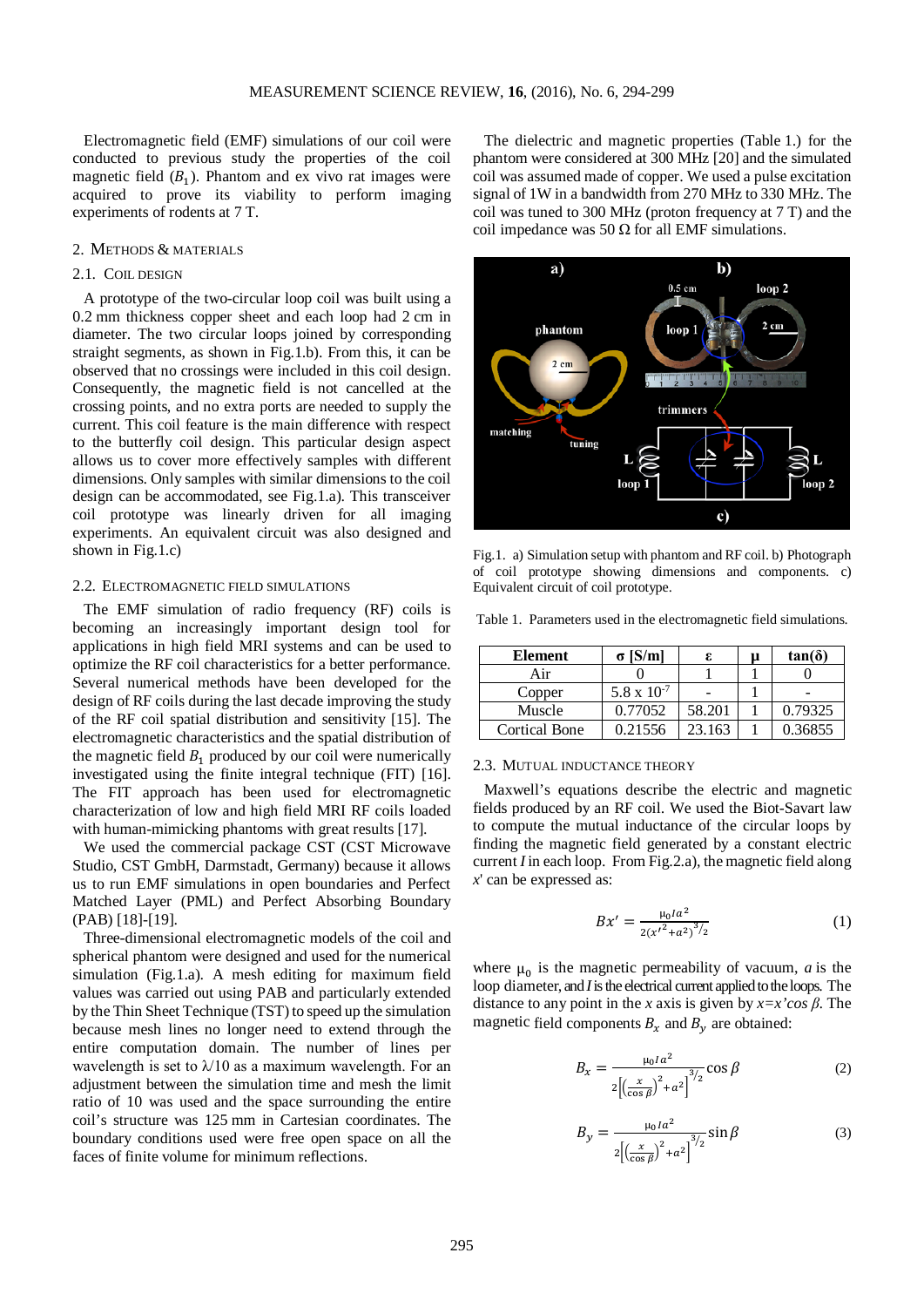Electromagnetic field (EMF) simulations of our coil were conducted to previous study the properties of the coil magnetic field ($B_1$). Phantom and ex vivo rat images were acquired to prove its viability to perform imaging experiments of rodents at 7 T.

## 2. Methods & Materials

### 2.1. Coil design

A prototype of the two-circular loop coil was built using a 0.2 mm thickness copper sheet and each loop had 2 cm in diameter. The two circular loops joined by corresponding straight segments, as shown in Fig.1.b). From this, it can be observed that no crossings were included in this coil design. Consequently, the magnetic field is not cancelled at the crossing points, and no extra ports are needed to supply the current. This coil feature is the main difference with respect to the butterfly coil design. This particular design aspect allows us to cover more effectively samples with different dimensions. Only samples with similar dimensions to the coil design can be accommodated, see Fig.1.a). This transceiver coil prototype was linearly driven for all imaging experiments. An equivalent circuit was also designed and shown in Fig.1.c)

### 2.2. Electromagnetic field simulations

The EMF simulation of radio frequency (RF) coils is becoming an increasingly important design tool for applications in high field MRI systems and can be used to optimize the RF coil characteristics for a better performance. Several numerical methods have been developed for the design of RF coils during the last decade improving the study of the RF coil spatial distribution and sensitivity [15]. The electromagnetic characteristics and the spatial distribution of the magnetic field $B_1$ produced by our coil were numerically investigated using the finite integral technique (FIT) [16]. The FIT approach has been used for electromagnetic characterization of low and high field MRI RF coils loaded with human-mimicking phantoms with great results [17].

We used the commercial package CST (CST Microwave Studio, CST GmbH, Darmstadt, Germany) because it allows us to run EMF simulations in open boundaries and Perfect Matched Layer (PML) and Perfect Absorbing Boundary (PAB) [18]-[19].

Three-dimensional electromagnetic models of the coil and spherical phantom were designed and used for the numerical simulation (Fig.1.a). A mesh editing for maximum field values was carried out using PAB and particularly extended by the Thin Sheet Technique (TST) to speed up the simulation because mesh lines no longer need to extend through the entire computation domain. The number of lines per wavelength is set to λ/10 as a maximum wavelength. For an adjustment between the simulation time and mesh the limit ratio of 10 was used and the space surrounding the entire coil's structure was 125 mm in Cartesian coordinates. The boundary conditions used were free open space on all the faces of finite volume for minimum reflections.

The dielectric and magnetic properties (Table 1.) for the phantom were considered at 300 MHz [20] and the simulated coil was assumed made of copper. We used a pulse excitation signal of 1W in a bandwidth from 270 MHz to 330 MHz. The coil was tuned to 300 MHz (proton frequency at 7 T) and the coil impedance was 50 Ω for all EMF simulations.

Fig.1. a) Simulation setup with phantom and RF coil. b) Photograph of coil prototype showing dimensions and components. c) Equivalent circuit of coil prototype.

Table 1. Parameters used in the electromagnetic field simulations.

| Element | σ [S/m] | ε | μ | tan(δ) |
|---|---|---|---|---|
| Air | 0 | 1 | 1 | 0 |
| Copper | $5.8 \times 10^{-7}$ | - | 1 | - |
| Muscle | 0.77052 | 58.201 | 1 | 0.79325 |
| Cortical Bone | 0.21556 | 23.163 | 1 | 0.36855 |

### 2.3. Mutual inductance theory

Maxwell's equations describe the electric and magnetic fields produced by an RF coil. We used the Biot-Savart law to compute the mutual inductance of the circular loops by finding the magnetic field generated by a constant electric current $I$ in each loop. From Fig.2.a), the magnetic field along $x'$ can be expressed as:

$$Bx' = \frac{\mu_0 I a^2}{2(x'^2 + a^2)^{3/2}} \tag{1}$$

where $\mu_0$ is the magnetic permeability of vacuum, $a$ is the loop diameter, and $I$ is the electrical current applied to the loops. The distance to any point in the $x$ axis is given by $x = x' \cos\beta$. The magnetic field components $B_x$ and $B_y$ are obtained:

$$B_x = \frac{\mu_0 I a^2}{2\left[\left(\frac{x}{\cos\beta}\right)^2 + a^2\right]^{3/2}} \cos\beta \tag{2}$$

$$B_y = \frac{\mu_0 I a^2}{2\left[\left(\frac{x}{\cos\beta}\right)^2 + a^2\right]^{3/2}} \sin\beta \tag{3}$$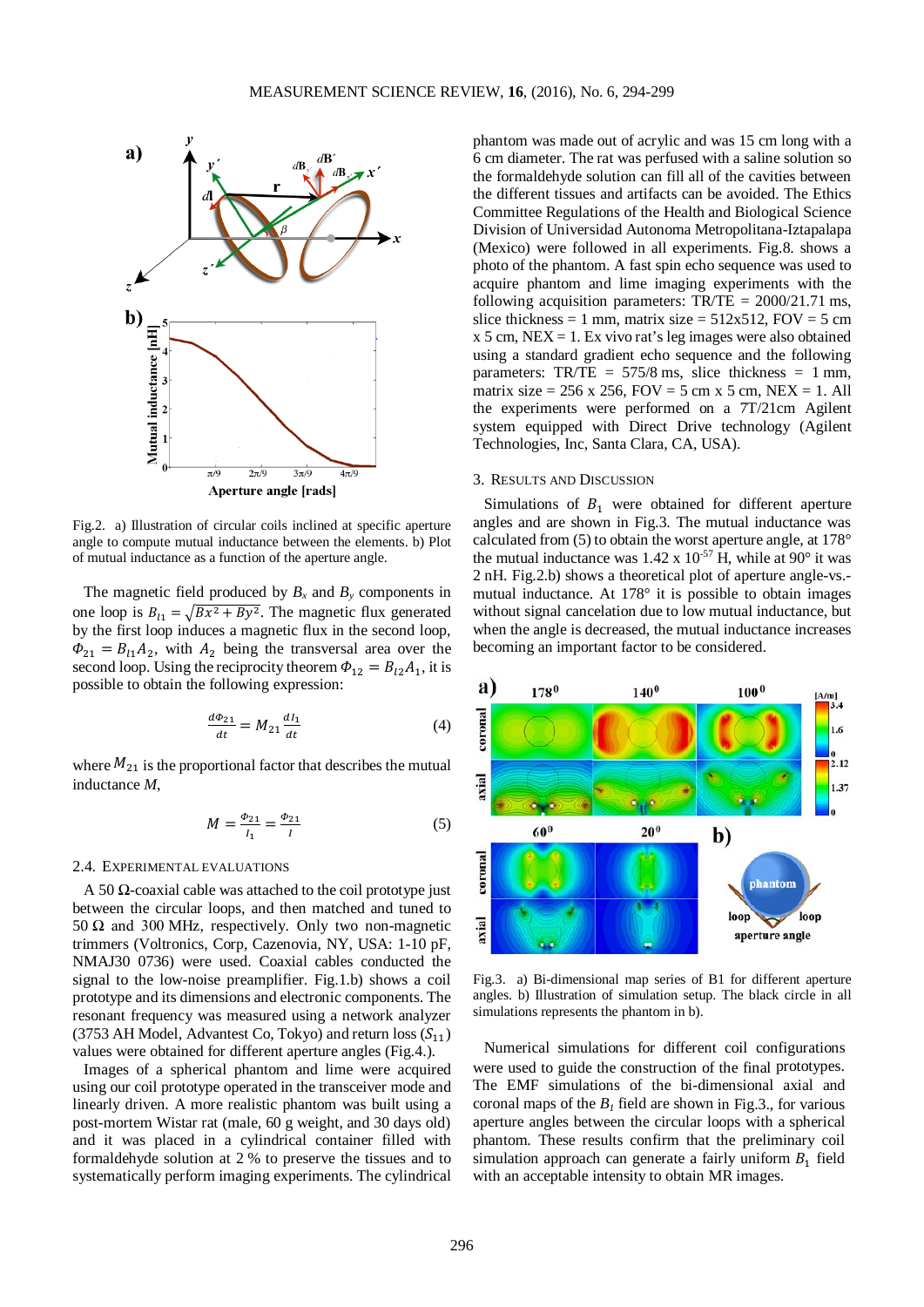Fig.2. a) Illustration of circular coils inclined at specific aperture angle to compute mutual inductance between the elements. b) Plot of mutual inductance as a function of the aperture angle.

The magnetic field produced by $B_x$ and $B_y$ components in one loop is $B_{l1} = \sqrt{Bx^2 + By^2}$. The magnetic flux generated by the first loop induces a magnetic flux in the second loop, $\Phi_{21} = B_{l1}A_2$, with $A_2$ being the transversal area over the second loop. Using the reciprocity theorem $\Phi_{12} = B_{l2}A_1$, it is possible to obtain the following expression:

$$\frac{d\Phi_{21}}{dt} = M_{21}\frac{dI_1}{dt} \tag{4}$$

where $M_{21}$ is the proportional factor that describes the mutual inductance $M$,

$$M = \frac{\Phi_{21}}{I_1} = \frac{\Phi_{21}}{I} \tag{5}$$

### 2.4. Experimental evaluations

A 50 Ω-coaxial cable was attached to the coil prototype just between the circular loops, and then matched and tuned to 50 Ω and 300 MHz, respectively. Only two non-magnetic trimmers (Voltronics, Corp, Cazenovia, NY, USA: 1-10 pF, NMAJ30 0736) were used. Coaxial cables conducted the signal to the low-noise preamplifier. Fig.1.b) shows a coil prototype and its dimensions and electronic components. The resonant frequency was measured using a network analyzer (3753 AH Model, Advantest Co, Tokyo) and return loss ($S_{11}$) values were obtained for different aperture angles (Fig.4.).

Images of a spherical phantom and lime were acquired using our coil prototype operated in the transceiver mode and linearly driven. A more realistic phantom was built using a post-mortem Wistar rat (male, 60 g weight, and 30 days old) and it was placed in a cylindrical container filled with formaldehyde solution at 2 % to preserve the tissues and to systematically perform imaging experiments. The cylindrical phantom was made out of acrylic and was 15 cm long with a 6 cm diameter. The rat was perfused with a saline solution so the formaldehyde solution can fill all of the cavities between the different tissues and artifacts can be avoided. The Ethics Committee Regulations of the Health and Biological Science Division of Universidad Autonoma Metropolitana-Iztapalapa (Mexico) were followed in all experiments. Fig.8. shows a photo of the phantom. A fast spin echo sequence was used to acquire phantom and lime imaging experiments with the following acquisition parameters: TR/TE = 2000/21.71 ms, slice thickness = 1 mm, matrix size = 512x512, FOV = 5 cm x 5 cm, NEX = 1. Ex vivo rat's leg images were also obtained using a standard gradient echo sequence and the following parameters: TR/TE = 575/8 ms, slice thickness = 1 mm, matrix size = 256 x 256, FOV = 5 cm x 5 cm, NEX = 1. All the experiments were performed on a 7T/21cm Agilent system equipped with Direct Drive technology (Agilent Technologies, Inc, Santa Clara, CA, USA).

## 3. Results and Discussion

Simulations of $B_1$ were obtained for different aperture angles and are shown in Fig.3. The mutual inductance was calculated from (5) to obtain the worst aperture angle, at 178° the mutual inductance was 1.42 x $10^{-57}$ H, while at 90° it was 2 nH. Fig.2.b) shows a theoretical plot of aperture angle-vs.-mutual inductance. At 178° it is possible to obtain images without signal cancelation due to low mutual inductance, but when the angle is decreased, the mutual inductance increases becoming an important factor to be considered.

Fig.3. a) Bi-dimensional map series of B1 for different aperture angles. b) Illustration of simulation setup. The black circle in all simulations represents the phantom in b).

Numerical simulations for different coil configurations were used to guide the construction of the final prototypes. The EMF simulations of the bi-dimensional axial and coronal maps of the $B_1$ field are shown in Fig.3., for various aperture angles between the circular loops with a spherical phantom. These results confirm that the preliminary coil simulation approach can generate a fairly uniform $B_1$ field with an acceptable intensity to obtain MR images.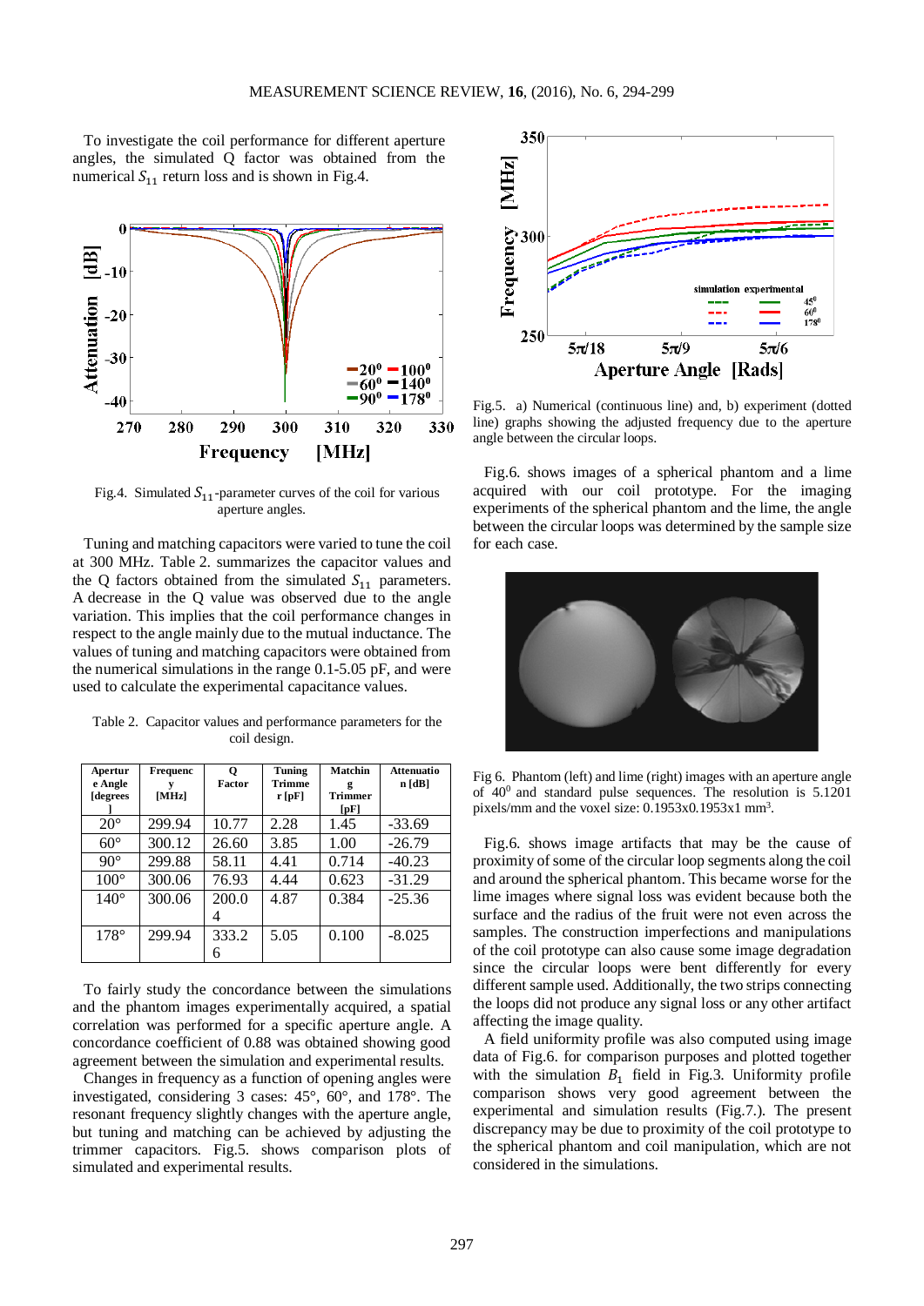To investigate the coil performance for different aperture angles, the simulated Q factor was obtained from the numerical $S_{11}$ return loss and is shown in Fig.4.

Fig.4. Simulated $S_{11}$-parameter curves of the coil for various aperture angles.

Tuning and matching capacitors were varied to tune the coil at 300 MHz. Table 2. summarizes the capacitor values and the Q factors obtained from the simulated $S_{11}$ parameters. A decrease in the Q value was observed due to the angle variation. This implies that the coil performance changes in respect to the angle mainly due to the mutual inductance. The values of tuning and matching capacitors were obtained from the numerical simulations in the range 0.1-5.05 pF, and were used to calculate the experimental capacitance values.

Table 2. Capacitor values and performance parameters for the coil design.

| Aperture Angle [degrees] | Frequency [MHz] | Q Factor | Tuning Trimmer [pF] | Matching Trimmer [pF] | Attenuation [dB] |
|---|---|---|---|---|---|
| 20° | 299.94 | 10.77 | 2.28 | 1.45 | -33.69 |
| 60° | 300.12 | 26.60 | 3.85 | 1.00 | -26.79 |
| 90° | 299.88 | 58.11 | 4.41 | 0.714 | -40.23 |
| 100° | 300.06 | 76.93 | 4.44 | 0.623 | -31.29 |
| 140° | 300.06 | 200.04 | 4.87 | 0.384 | -25.36 |
| 178° | 299.94 | 333.26 | 5.05 | 0.100 | -8.025 |

To fairly study the concordance between the simulations and the phantom images experimentally acquired, a spatial correlation was performed for a specific aperture angle. A concordance coefficient of 0.88 was obtained showing good agreement between the simulation and experimental results.

Changes in frequency as a function of opening angles were investigated, considering 3 cases: 45°, 60°, and 178°. The resonant frequency slightly changes with the aperture angle, but tuning and matching can be achieved by adjusting the trimmer capacitors. Fig.5. shows comparison plots of simulated and experimental results.

Fig.5. a) Numerical (continuous line) and, b) experiment (dotted line) graphs showing the adjusted frequency due to the aperture angle between the circular loops.

Fig.6. shows images of a spherical phantom and a lime acquired with our coil prototype. For the imaging experiments of the spherical phantom and the lime, the angle between the circular loops was determined by the sample size for each case.

Fig 6. Phantom (left) and lime (right) images with an aperture angle of 40° and standard pulse sequences. The resolution is 5.1201 pixels/mm and the voxel size: 0.1953x0.1953x1 mm$^3$.

Fig.6. shows image artifacts that may be the cause of proximity of some of the circular loop segments along the coil and around the spherical phantom. This became worse for the lime images where signal loss was evident because both the surface and the radius of the fruit were not even across the samples. The construction imperfections and manipulations of the coil prototype can also cause some image degradation since the circular loops were bent differently for every different sample used. Additionally, the two strips connecting the loops did not produce any signal loss or any other artifact affecting the image quality.

A field uniformity profile was also computed using image data of Fig.6. for comparison purposes and plotted together with the simulation $B_1$ field in Fig.3. Uniformity profile comparison shows very good agreement between the experimental and simulation results (Fig.7.). The present discrepancy may be due to proximity of the coil prototype to the spherical phantom and coil manipulation, which are not considered in the simulations.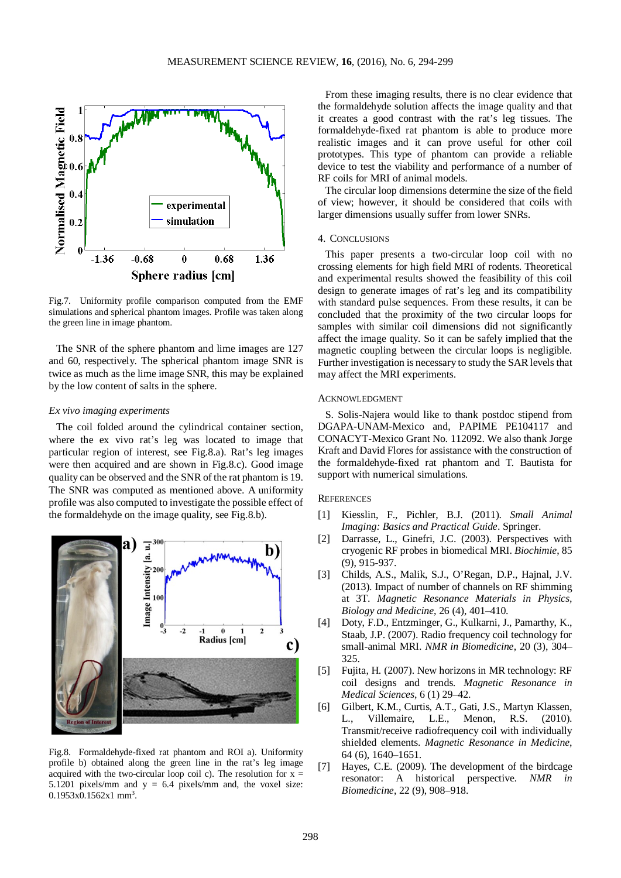Fig.7. Uniformity profile comparison computed from the EMF simulations and spherical phantom images. Profile was taken along the green line in image phantom.

The SNR of the sphere phantom and lime images are 127 and 60, respectively. The spherical phantom image SNR is twice as much as the lime image SNR, this may be explained by the low content of salts in the sphere.

*Ex vivo imaging experiments*

The coil folded around the cylindrical container section, where the ex vivo rat's leg was located to image that particular region of interest, see Fig.8.a). Rat's leg images were then acquired and are shown in Fig.8.c). Good image quality can be observed and the SNR of the rat phantom is 19. The SNR was computed as mentioned above. A uniformity profile was also computed to investigate the possible effect of the formaldehyde on the image quality, see Fig.8.b).

Fig.8. Formaldehyde-fixed rat phantom and ROI a). Uniformity profile b) obtained along the green line in the rat's leg image acquired with the two-circular loop coil c). The resolution for x = 5.1201 pixels/mm and y = 6.4 pixels/mm and, the voxel size: 0.1953x0.1562x1 mm$^3$.

From these imaging results, there is no clear evidence that the formaldehyde solution affects the image quality and that it creates a good contrast with the rat's leg tissues. The formaldehyde-fixed rat phantom is able to produce more realistic images and it can prove useful for other coil prototypes. This type of phantom can provide a reliable device to test the viability and performance of a number of RF coils for MRI of animal models.

The circular loop dimensions determine the size of the field of view; however, it should be considered that coils with larger dimensions usually suffer from lower SNRs.

## 4. CONCLUSIONS

This paper presents a two-circular loop coil with no crossing elements for high field MRI of rodents. Theoretical and experimental results showed the feasibility of this coil design to generate images of rat's leg and its compatibility with standard pulse sequences. From these results, it can be concluded that the proximity of the two circular loops for samples with similar coil dimensions did not significantly affect the image quality. So it can be safely implied that the magnetic coupling between the circular loops is negligible. Further investigation is necessary to study the SAR levels that may affect the MRI experiments.

## ACKNOWLEDGMENT

S. Solis-Najera would like to thank postdoc stipend from DGAPA-UNAM-Mexico and, PAPIME PE104117 and CONACYT-Mexico Grant No. 112092. We also thank Jorge Kraft and David Flores for assistance with the construction of the formaldehyde-fixed rat phantom and T. Bautista for support with numerical simulations.

## REFERENCES

[1] Kiesslin, F., Pichler, B.J. (2011). *Small Animal Imaging: Basics and Practical Guide*. Springer.

[2] Darrasse, L., Ginefri, J.C. (2003). Perspectives with cryogenic RF probes in biomedical MRI. *Biochimie*, 85 (9), 915-937.

[3] Childs, A.S., Malik, S.J., O'Regan, D.P., Hajnal, J.V. (2013). Impact of number of channels on RF shimming at 3T. *Magnetic Resonance Materials in Physics, Biology and Medicine*, 26 (4), 401–410.

[4] Doty, F.D., Entzminger, G., Kulkarni, J., Pamarthy, K., Staab, J.P. (2007). Radio frequency coil technology for small-animal MRI. *NMR in Biomedicine*, 20 (3), 304–325.

[5] Fujita, H. (2007). New horizons in MR technology: RF coil designs and trends. *Magnetic Resonance in Medical Sciences*, 6 (1) 29–42.

[6] Gilbert, K.M., Curtis, A.T., Gati, J.S., Martyn Klassen, L., Villemaire, L.E., Menon, R.S. (2010). Transmit/receive radiofrequency coil with individually shielded elements. *Magnetic Resonance in Medicine*, 64 (6), 1640–1651.

[7] Hayes, C.E. (2009). The development of the birdcage resonator: A historical perspective. *NMR in Biomedicine*, 22 (9), 908–918.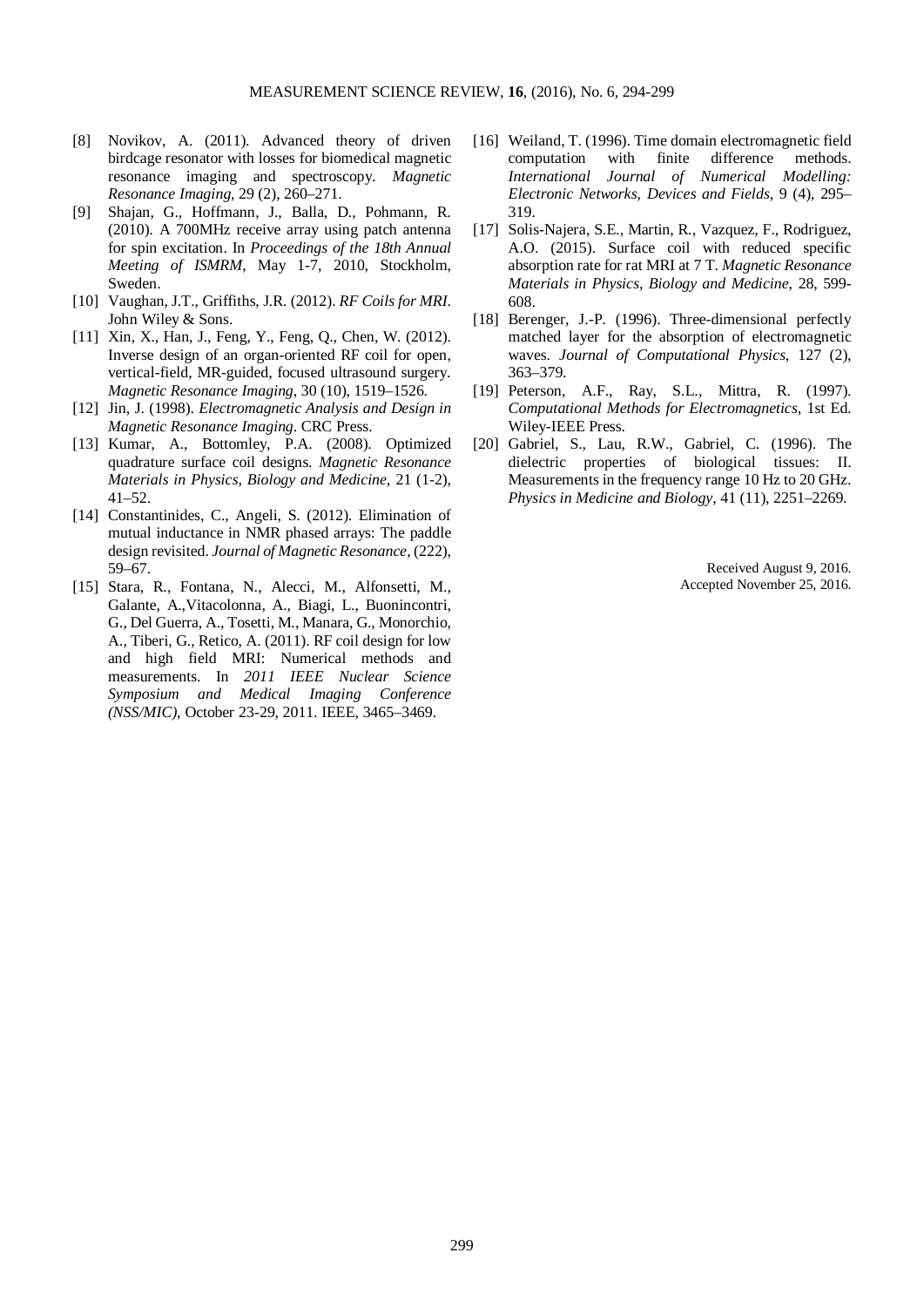[8] Novikov, A. (2011). Advanced theory of driven birdcage resonator with losses for biomedical magnetic resonance imaging and spectroscopy. *Magnetic Resonance Imaging*, 29 (2), 260–271.

[9] Shajan, G., Hoffmann, J., Balla, D., Pohmann, R. (2010). A 700MHz receive array using patch antenna for spin excitation. In *Proceedings of the 18th Annual Meeting of ISMRM*, May 1-7, 2010, Stockholm, Sweden.

[10] Vaughan, J.T., Griffiths, J.R. (2012). *RF Coils for MRI*. John Wiley & Sons.

[11] Xin, X., Han, J., Feng, Y., Feng, Q., Chen, W. (2012). Inverse design of an organ-oriented RF coil for open, vertical-field, MR-guided, focused ultrasound surgery. *Magnetic Resonance Imaging*, 30 (10), 1519–1526.

[12] Jin, J. (1998). *Electromagnetic Analysis and Design in Magnetic Resonance Imaging*. CRC Press.

[13] Kumar, A., Bottomley, P.A. (2008). Optimized quadrature surface coil designs. *Magnetic Resonance Materials in Physics, Biology and Medicine*, 21 (1-2), 41–52.

[14] Constantinides, C., Angeli, S. (2012). Elimination of mutual inductance in NMR phased arrays: The paddle design revisited. *Journal of Magnetic Resonance*, (222), 59–67.

[15] Stara, R., Fontana, N., Alecci, M., Alfonsetti, M., Galante, A.,Vitacolonna, A., Biagi, L., Buonincontri, G., Del Guerra, A., Tosetti, M., Manara, G., Monorchio, A., Tiberi, G., Retico, A. (2011). RF coil design for low and high field MRI: Numerical methods and measurements. In *2011 IEEE Nuclear Science Symposium and Medical Imaging Conference (NSS/MIC)*, October 23-29, 2011. IEEE, 3465–3469.

[16] Weiland, T. (1996). Time domain electromagnetic field computation with finite difference methods. *International Journal of Numerical Modelling: Electronic Networks, Devices and Fields*, 9 (4), 295–319.

[17] Solis-Najera, S.E., Martin, R., Vazquez, F., Rodriguez, A.O. (2015). Surface coil with reduced specific absorption rate for rat MRI at 7 T. *Magnetic Resonance Materials in Physics, Biology and Medicine*, 28, 599-608.

[18] Berenger, J.-P. (1996). Three-dimensional perfectly matched layer for the absorption of electromagnetic waves. *Journal of Computational Physics*, 127 (2), 363–379.

[19] Peterson, A.F., Ray, S.L., Mittra, R. (1997). *Computational Methods for Electromagnetics*, 1st Ed. Wiley-IEEE Press.

[20] Gabriel, S., Lau, R.W., Gabriel, C. (1996). The dielectric properties of biological tissues: II. Measurements in the frequency range 10 Hz to 20 GHz. *Physics in Medicine and Biology*, 41 (11), 2251–2269.

Received August 9, 2016.
Accepted November 25, 2016.